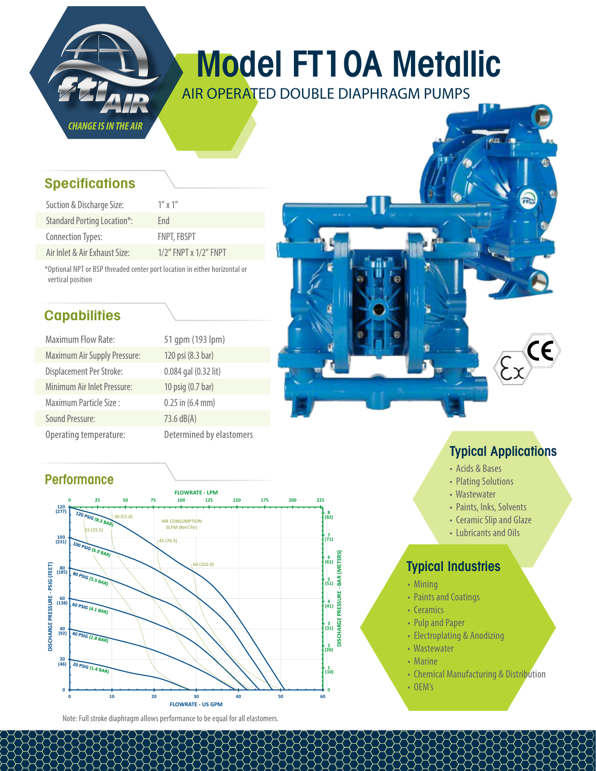# Model FT10A Metallic

AIR OPERATED DOUBLE DIAPHRAGM PUMPS

## Specifications

| | |
|---|---|
| Suction & Discharge Size: | 1" x 1" |
| Standard Porting Location*: | End |
| Connection Types: | FNPT, FBSPT |
| Air Inlet & Air Exhaust Size: | 1/2" FNPT x 1/2" FNPT |

*Optional NPT or BSP threaded center port location in either horizontal or vertical position

## Capabilities

| | |
|---|---|
| Maximum Flow Rate: | 51 gpm (193 lpm) |
| Maximum Air Supply Pressure: | 120 psi (8.3 bar) |
| Displacement Per Stroke: | 0.084 gal (0.32 lit) |
| Minimum Air Inlet Pressure: | 10 psig (0.7 bar) |
| Maximum Particle Size : | 0.25 in (6.4 mm) |
| Sound Pressure: | 73.6 dB(A) |
| Operating temperature: | Determined by elastomers |

## Performance

Note: Full stroke diaphragm allows performance to be equal for all elastomers.

## Typical Applications

- Acids & Bases
- Plating Solutions
- Wastewater
- Paints, Inks, Solvents
- Ceramic Slip and Glaze
- Lubricants and Oils

## Typical Industries

- Mining
- Paints and Coatings
- Ceramics
- Pulp and Paper
- Electroplating & Anodizing
- Wastewater
- Marine
- Chemical Manufacturing & Distribution
- OEM's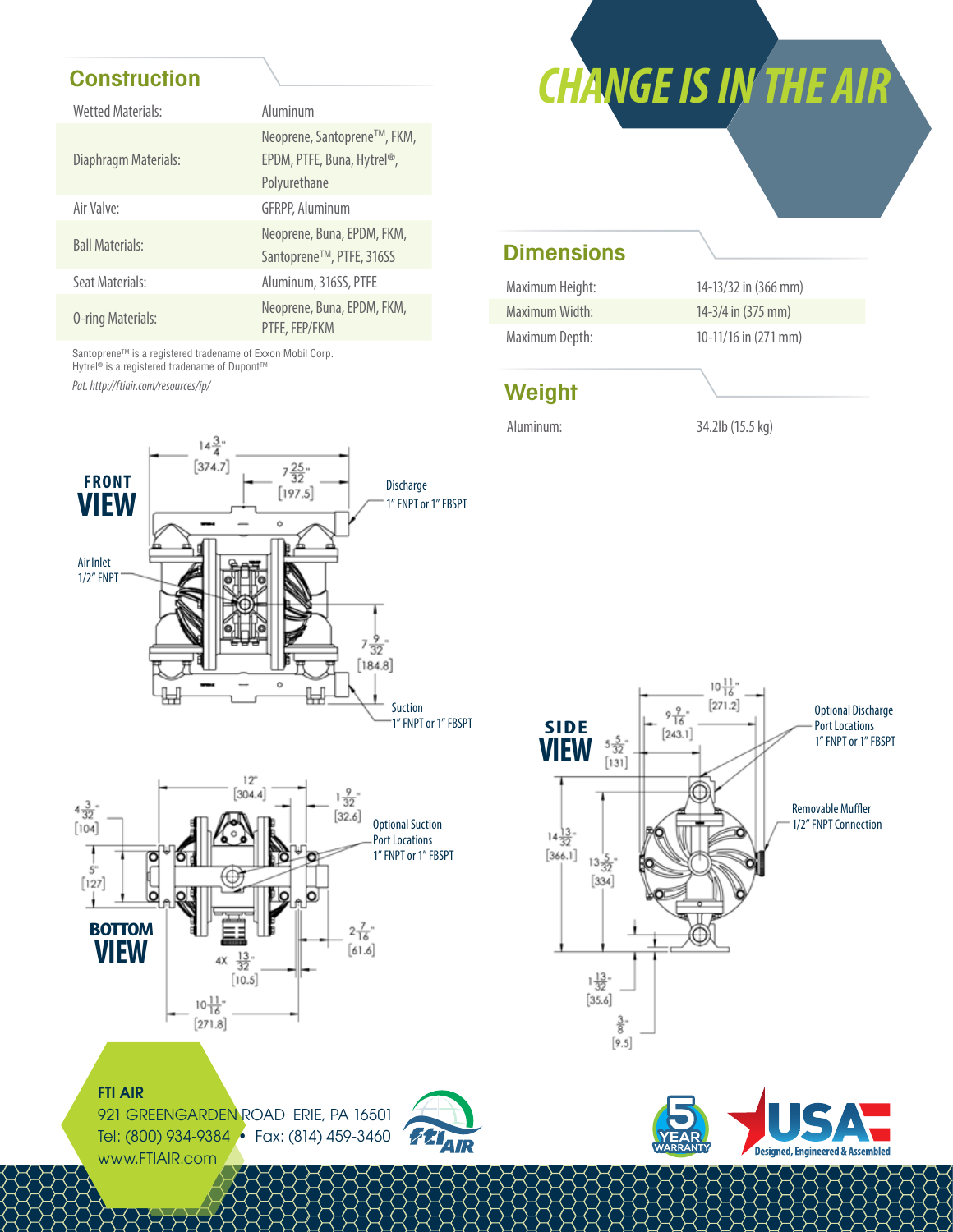## Construction

| | |
|---|---|
| Wetted Materials: | Aluminum |
| Diaphragm Materials: | Neoprene, Santoprene™, FKM, EPDM, PTFE, Buna, Hytrel®, Polyurethane |
| Air Valve: | GFRPP, Aluminum |
| Ball Materials: | Neoprene, Buna, EPDM, FKM, Santoprene™, PTFE, 316SS |
| Seat Materials: | Aluminum, 316SS, PTFE |
| O-ring Materials: | Neoprene, Buna, EPDM, FKM, PTFE, FEP/FKM |

Santoprene™ is a registered tradename of Exxon Mobil Corp.
Hytrel® is a registered tradename of Dupont™

*Pat. http://ftiair.com/resources/ip/*

# CHANGE IS IN THE AIR

## Dimensions

| | |
|---|---|
| Maximum Height: | 14-13/32 in (366 mm) |
| Maximum Width: | 14-3/4 in (375 mm) |
| Maximum Depth: | 10-11/16 in (271 mm) |

## Weight

| | |
|---|---|
| Aluminum: | 34.2lb (15.5 kg) |

**FRONT VIEW**

14 3/4" [374.7]
7 25/32" [197.5]
Discharge
1" FNPT or 1" FBSPT
Air Inlet
1/2" FNPT
7 9/32" [184.8]
Suction
1" FNPT or 1" FBSPT

**BOTTOM VIEW**

12" [304.4]
1 9/32" [32.6]
4 3/32" [104]
5" [127]
Optional Suction
Port Locations
1" FNPT or 1" FBSPT
2 7/16" [61.6]
4X 13/32" [10.5]
10 11/16" [271.8]

**SIDE VIEW**

10 11/16" [271.2]
9 9/16" [243.1]
5 5/32" [131]
Optional Discharge
Port Locations
1" FNPT or 1" FBSPT
Removable Muffler
1/2" FNPT Connection
14 13/32" [366.1]
13 5/32" [334]
1 13/32" [35.6]
3/8" [9.5]

**FTI AIR**
921 GREENGARDEN ROAD ERIE, PA 16501
Tel: (800) 934-9384 • Fax: (814) 459-3460
www.FTIAIR.com

5 YEAR WARRANTY

USA Designed, Engineered & Assembled